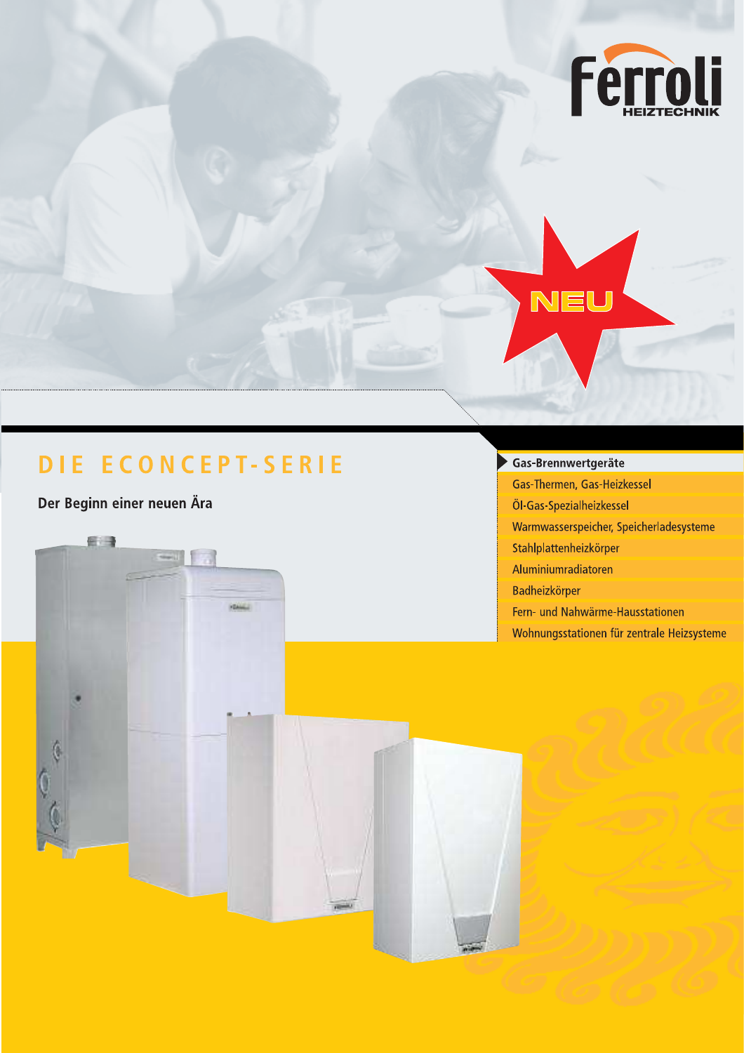Ferroli HEIZTECHNIK

NEU

# DIE ECONCEPT-SERIE

## Der Beginn einer neuen Ära

- **Gas-Brennwertgeräte**
- Gas-Thermen, Gas-Heizkessel
- Öl-Gas-Spezialheizkessel
- Warmwasserspeicher, Speicherladesysteme
- Stahlplattenheizkörper
- Aluminiumradiatoren
- Badheizkörper
- Fern- und Nahwärme-Hausstationen
- Wohnungsstationen für zentrale Heizsysteme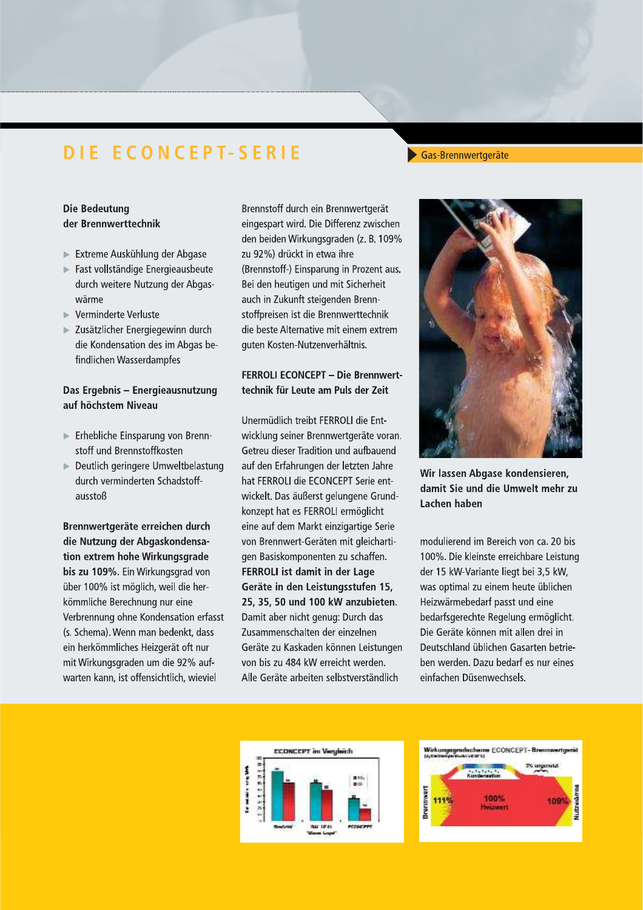# DIE ECONCEPT-SERIE

Gas-Brennwertgeräte

### Die Bedeutung der Brennwerttechnik

- Extreme Auskühlung der Abgase
- Fast vollständige Energieausbeute durch weitere Nutzung der Abgaswärme
- Verminderte Verluste
- Zusätzlicher Energiegewinn durch die Kondensation des im Abgas befindlichen Wasserdampfes

### Das Ergebnis – Energieausnutzung auf höchstem Niveau

- Erhebliche Einsparung von Brennstoff und Brennstoffkosten
- Deutlich geringere Umweltbelastung durch verminderten Schadstoffausstoß

**Brennwertgeräte erreichen durch die Nutzung der Abgaskondensation extrem hohe Wirkungsgrade bis zu 109%.** Ein Wirkungsgrad von über 100% ist möglich, weil die herkömmliche Berechnung nur eine Verbrennung ohne Kondensation erfasst (s. Schema). Wenn man bedenkt, dass ein herkömmliches Heizgerät oft nur mit Wirkungsgraden um die 92% aufwarten kann, ist offensichtlich, wieviel Brennstoff durch ein Brennwertgerät eingespart wird. Die Differenz zwischen den beiden Wirkungsgraden (z. B. 109% zu 92%) drückt in etwa ihre (Brennstoff-) Einsparung in Prozent aus. Bei den heutigen und mit Sicherheit auch in Zukunft steigenden Brennstoffpreisen ist die Brennwerttechnik die beste Alternative mit einem extrem guten Kosten-Nutzenverhältnis.

### FERROLI ECONCEPT – Die Brennwerttechnik für Leute am Puls der Zeit

Unermüdlich treibt FERROLI die Entwicklung seiner Brennwertgeräte voran. Getreu dieser Tradition und aufbauend auf den Erfahrungen der letzten Jahre hat FERROLI die ECONCEPT Serie entwickelt. Das äußerst gelungene Grundkonzept hat es FERROLI ermöglicht eine auf dem Markt einzigartige Serie von Brennwert-Geräten mit gleichartigen Basiskomponenten zu schaffen. **FERROLI ist damit in der Lage Geräte in den Leistungsstufen 15, 25, 35, 50 und 100 kW anzubieten.** Damit aber nicht genug: Durch das Zusammenschalten der einzelnen Geräte zu Kaskaden können Leistungen von bis zu 484 kW erreicht werden. Alle Geräte arbeiten selbstverständlich modulierend im Bereich von ca. 20 bis 100%. Die kleinste erreichbare Leistung der 15 kW-Variante liegt bei 3,5 kW, was optimal zu einem heute üblichen Heizwärmebedarf passt und eine bedarfsgerechte Regelung ermöglicht. Die Geräte können mit allen drei in Deutschland üblichen Gasarten betrieben werden. Dazu bedarf es nur eines einfachen Düsenwechsels.

**Wir lassen Abgase kondensieren, damit Sie und die Umwelt mehr zu Lachen haben**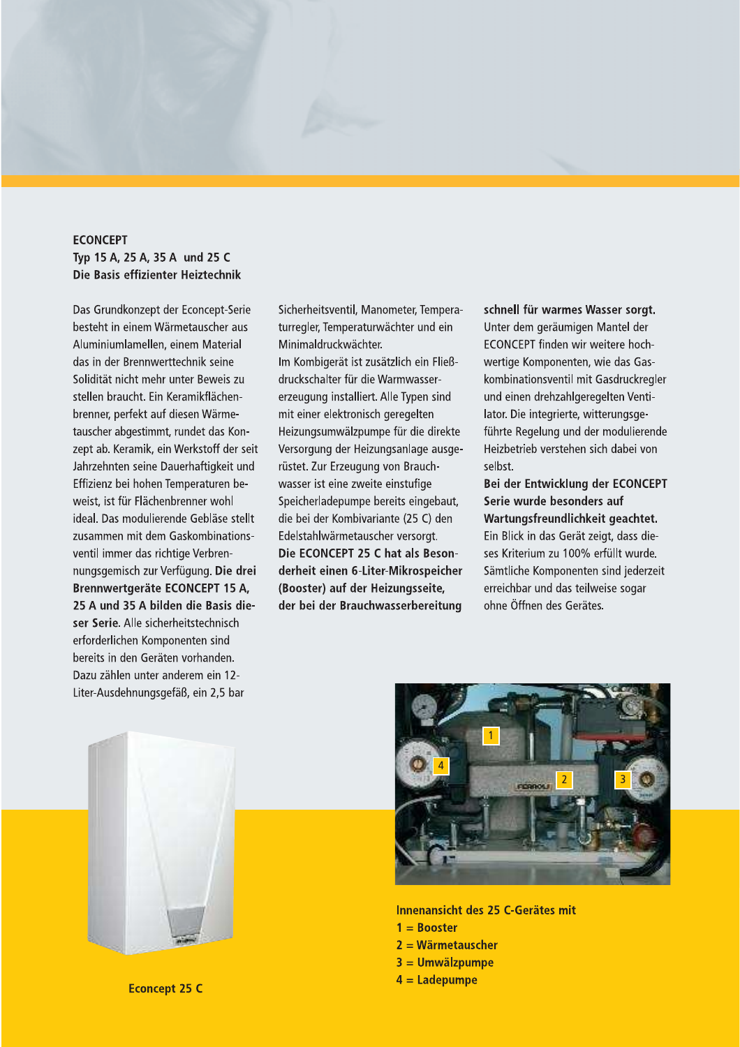## ECONCEPT
### Typ 15 A, 25 A, 35 A und 25 C
### Die Basis effizienter Heiztechnik

Das Grundkonzept der Econcept-Serie besteht in einem Wärmetauscher aus Aluminiumlamellen, einem Material das in der Brennwerttechnik seine Solidität nicht mehr unter Beweis zu stellen braucht. Ein Keramikflächenbrenner, perfekt auf diesen Wärmetauscher abgestimmt, rundet das Konzept ab. Keramik, ein Werkstoff der seit Jahrzehnten seine Dauerhaftigkeit und Effizienz bei hohen Temperaturen beweist, ist für Flächenbrenner wohl ideal. Das modulierende Gebläse stellt zusammen mit dem Gaskombinationsventil immer das richtige Verbrennungsgemisch zur Verfügung. **Die drei Brennwertgeräte ECONCEPT 15 A, 25 A und 35 A bilden die Basis dieser Serie.** Alle sicherheitstechnisch erforderlichen Komponenten sind bereits in den Geräten vorhanden. Dazu zählen unter anderem ein 12-Liter-Ausdehnungsgefäß, ein 2,5 bar Sicherheitsventil, Manometer, Temperaturregler, Temperaturwächter und ein Minimaldruckwächter.
Im Kombigerät ist zusätzlich ein Fließdruckschalter für die Warmwassererzeugung installiert. Alle Typen sind mit einer elektronisch geregelten Heizungsumwälzpumpe für die direkte Versorgung der Heizungsanlage ausgerüstet. Zur Erzeugung von Brauchwasser ist eine zweite einstufige Speicherladepumpe bereits eingebaut, die bei der Kombivariante (25 C) den Edelstahlwärmetauscher versorgt.
**Die ECONCEPT 25 C hat als Besonderheit einen 6-Liter-Mikrospeicher (Booster) auf der Heizungsseite, der bei der Brauchwasserbereitung schnell für warmes Wasser sorgt.**
Unter dem geräumigen Mantel der ECONCEPT finden wir weitere hochwertige Komponenten, wie das Gaskombinationsventil mit Gasdruckregler und einen drehzahlgeregelten Ventilator. Die integrierte, witterungsgeführte Regelung und der modulierende Heizbetrieb verstehen sich dabei von selbst.
**Bei der Entwicklung der ECONCEPT Serie wurde besonders auf Wartungsfreundlichkeit geachtet.** Ein Blick in das Gerät zeigt, dass dieses Kriterium zu 100% erfüllt wurde. Sämtliche Komponenten sind jederzeit erreichbar und das teilweise sogar ohne Öffnen des Gerätes.

**Econcept 25 C**

**Innenansicht des 25 C-Gerätes mit**
**1 = Booster**
**2 = Wärmetauscher**
**3 = Umwälzpumpe**
**4 = Ladepumpe**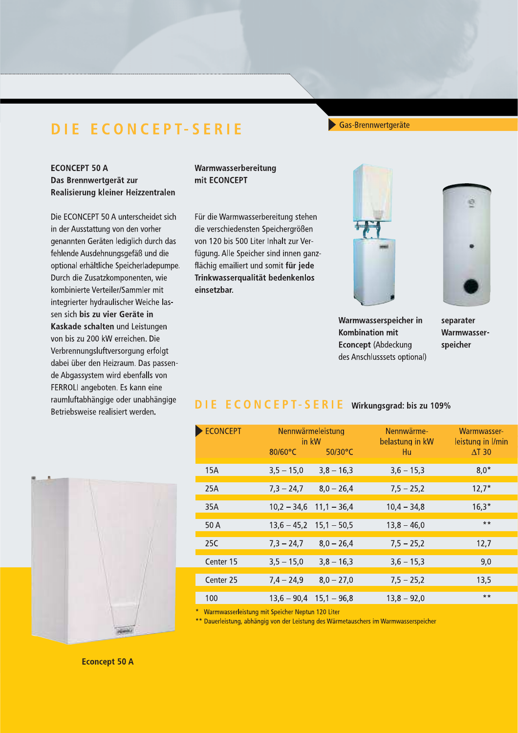# DIE ECONCEPT-SERIE

Gas-Brennwertgeräte

**ECONCEPT 50 A**
**Das Brennwertgerät zur Realisierung kleiner Heizzentralen**

Die ECONCEPT 50 A unterscheidet sich in der Ausstattung von den vorher genannten Geräten lediglich durch das fehlende Ausdehnungsgefäß und die optional erhältliche Speicherladepumpe. Durch die Zusatzkomponenten, wie kombinierte Verteiler/Sammler mit integrierter hydraulischer Weiche lassen sich **bis zu vier Geräte in Kaskade schalten** und Leistungen von bis zu 200 kW erreichen. Die Verbrennungsluftversorgung erfolgt dabei über den Heizraum. Das passende Abgassystem wird ebenfalls von FERROLI angeboten. Es kann eine raumluftabhängige oder unabhängige Betriebsweise realisiert werden.

**Warmwasserbereitung mit ECONCEPT**

Für die Warmwasserbereitung stehen die verschiedensten Speichergrößen von 120 bis 500 Liter Inhalt zur Verfügung. Alle Speicher sind innen ganzflächig emailiert und somit **für jede Trinkwasserqualität bedenkenlos einsetzbar.**

**Warmwasserspeicher in Kombination mit Econcept** (Abdeckung des Anschlusssets optional)

**separater Warmwasserspeicher**

**Econcept 50 A**

## DIE ECONCEPT-SERIE **Wirkungsgrad: bis zu 109%**

| ECONCEPT | Nennwärmeleistung in kW | | Nennwärmebelastung in kW | Warmwasserleistung in l/min |
|---|---|---|---|---|
| | 80/60°C | 50/30°C | Hu | ΔT 30 |
| 15A | 3,5 – 15,0 | 3,8 – 16,3 | 3,6 – 15,3 | 8,0* |
| 25A | 7,3 – 24,7 | 8,0 – 26,4 | 7,5 – 25,2 | 12,7* |
| 35A | 10,2 – 34,6 | 11,1 – 36,4 | 10,4 – 34,8 | 16,3* |
| 50 A | 13,6 – 45,2 | 15,1 – 50,5 | 13,8 – 46,0 | ** |
| 25C | 7,3 – 24,7 | 8,0 – 26,4 | 7,5 – 25,2 | 12,7 |
| Center 15 | 3,5 – 15,0 | 3,8 – 16,3 | 3,6 – 15,3 | 9,0 |
| Center 25 | 7,4 – 24,9 | 8,0 – 27,0 | 7,5 – 25,2 | 13,5 |
| 100 | 13,6 – 90,4 | 15,1 – 96,8 | 13,8 – 92,0 | ** |

\* Warmwasserleistung mit Speicher Neptun 120 Liter
** Dauerleistung, abhängig von der Leistung des Wärmetauschers im Warmwasserspeicher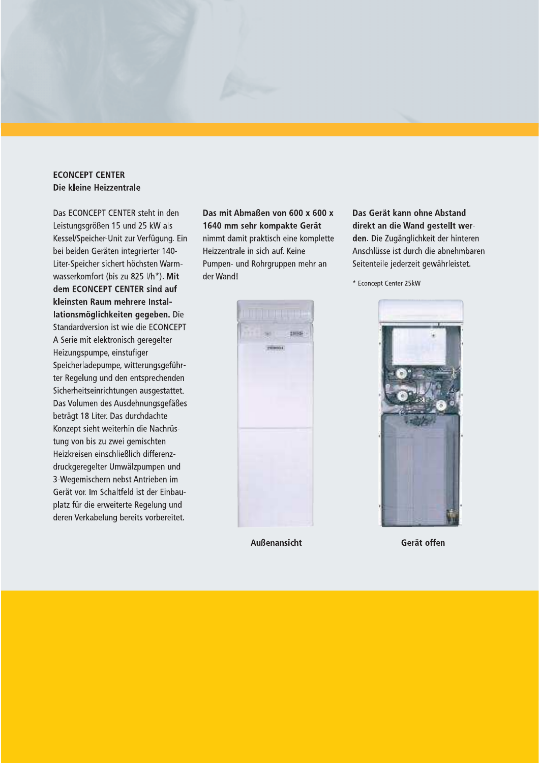## ECONCEPT CENTER
### Die kleine Heizzentrale

Das ECONCEPT CENTER steht in den Leistungsgrößen 15 und 25 kW als Kessel/Speicher-Unit zur Verfügung. Ein bei beiden Geräten integrierter 140-Liter-Speicher sichert höchsten Warmwasserkomfort (bis zu 825 l/h*). **Mit dem ECONCEPT CENTER sind auf kleinsten Raum mehrere Installationsmöglichkeiten gegeben.** Die Standardversion ist wie die ECONCEPT A Serie mit elektronisch geregelter Heizungspumpe, einstufiger Speicherladepumpe, witterungsgeführter Regelung und den entsprechenden Sicherheitseinrichtungen ausgestattet. Das Volumen des Ausdehnungsgefäßes beträgt 18 Liter. Das durchdachte Konzept sieht weiterhin die Nachrüstung von bis zu zwei gemischten Heizkreisen einschließlich differenzdruckgeregelter Umwälzpumpen und 3-Wegemischern nebst Antrieben im Gerät vor. Im Schaltfeld ist der Einbauplatz für die erweiterte Regelung und deren Verkabelung bereits vorbereitet.

**Das mit Abmaßen von 600 x 600 x 1640 mm sehr kompakte Gerät** nimmt damit praktisch eine komplette Heizzentrale in sich auf. Keine Pumpen- und Rohrgruppen mehr an der Wand!

**Das Gerät kann ohne Abstand direkt an die Wand gestellt werden.** Die Zugänglichkeit der hinteren Anschlüsse ist durch die abnehmbaren Seitenteile jederzeit gewährleistet.

\* Econcept Center 25kW

Außenansicht

Gerät offen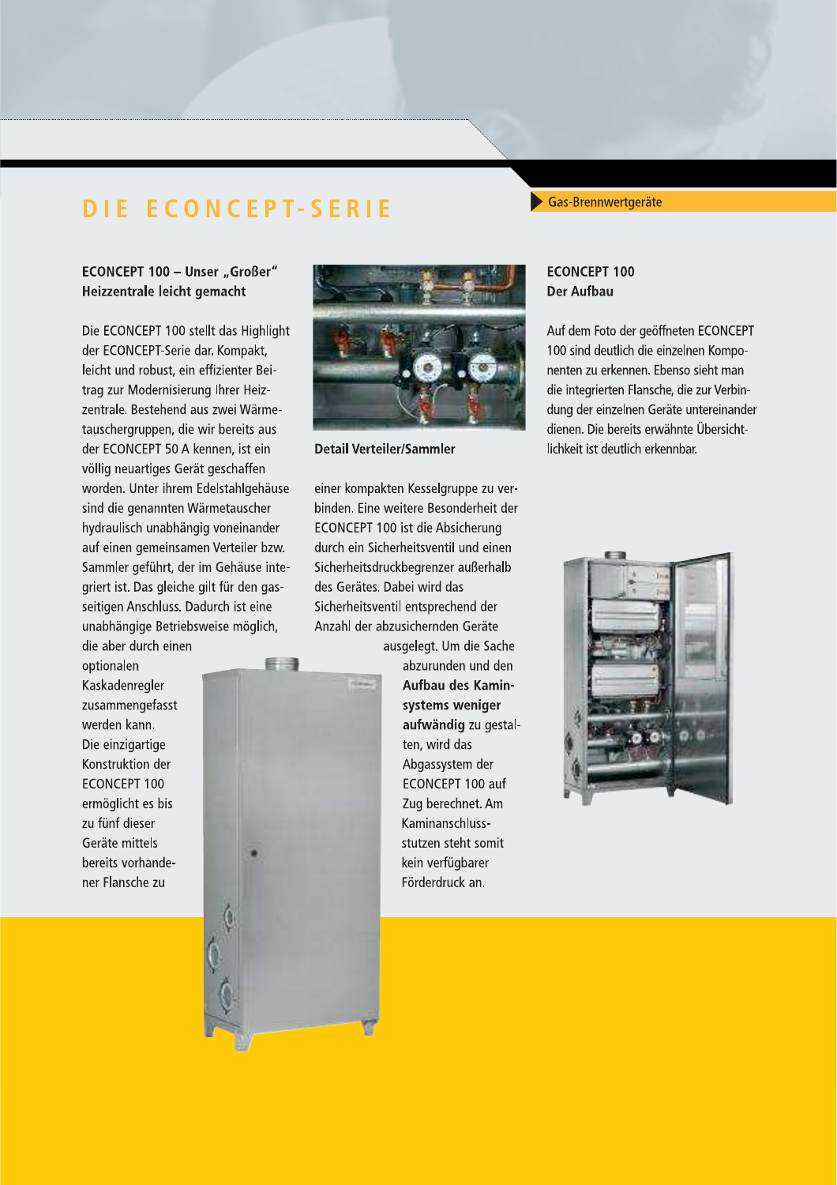# DIE ECONCEPT-SERIE

Gas-Brennwertgeräte

## ECONCEPT 100 – Unser „Großer" Heizzentrale leicht gemacht

Die ECONCEPT 100 stellt das Highlight der ECONCEPT-Serie dar. Kompakt, leicht und robust, ein effizienter Beitrag zur Modernisierung Ihrer Heizzentrale. Bestehend aus zwei Wärmetauschergruppen, die wir bereits aus der ECONCEPT 50 A kennen, ist ein völlig neuartiges Gerät geschaffen worden. Unter ihrem Edelstahlgehäuse sind die genannten Wärmetauscher hydraulisch unabhängig voneinander auf einen gemeinsamen Verteiler bzw. Sammler geführt, der im Gehäuse integriert ist. Das gleiche gilt für den gasseitigen Anschluss. Dadurch ist eine unabhängige Betriebsweise möglich, die aber durch einen optionalen Kaskadenregler zusammengefasst werden kann. Die einzigartige Konstruktion der ECONCEPT 100 ermöglicht es bis zu fünf dieser Geräte mittels bereits vorhandener Flansche zu einer kompakten Kesselgruppe zu verbinden. Eine weitere Besonderheit der ECONCEPT 100 ist die Absicherung durch ein Sicherheitsventil und einen Sicherheitsdruckbegrenzer außerhalb des Gerätes. Dabei wird das Sicherheitsventil entsprechend der Anzahl der abzusichernden Geräte ausgelegt. Um die Sache abzurunden und den **Aufbau des Kaminsystems weniger aufwändig** zu gestalten, wird das Abgassystem der ECONCEPT 100 auf Zug berechnet. Am Kaminanschlussstutzen steht somit kein verfügbarer Förderdruck an.

**Detail Verteiler/Sammler**

## ECONCEPT 100 Der Aufbau

Auf dem Foto der geöffneten ECONCEPT 100 sind deutlich die einzelnen Komponenten zu erkennen. Ebenso sieht man die integrierten Flansche, die zur Verbindung der einzelnen Geräte untereinander dienen. Die bereits erwähnte Übersichtlichkeit ist deutlich erkennbar.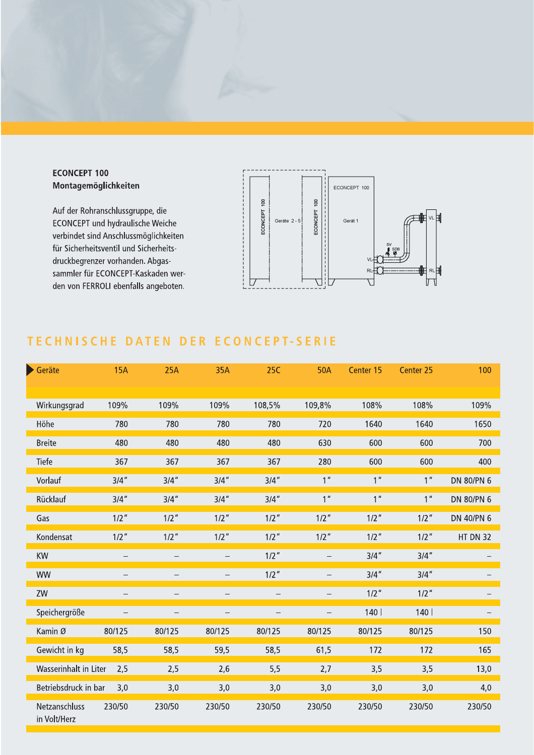**ECONCEPT 100**
**Montagemöglichkeiten**

Auf der Rohranschlussgruppe, die ECONCEPT und hydraulische Weiche verbindet sind Anschlussmöglichkeiten für Sicherheitsventil und Sicherheitsdruckbegrenzer vorhanden. Abgassammler für ECONCEPT-Kaskaden werden von FERROLI ebenfalls angeboten.

## TECHNISCHE DATEN DER ECONCEPT-SERIE

| Geräte | 15A | 25A | 35A | 25C | 50A | Center 15 | Center 25 | 100 |
|---|---|---|---|---|---|---|---|---|
| Wirkungsgrad | 109% | 109% | 109% | 108,5% | 109,8% | 108% | 108% | 109% |
| Höhe | 780 | 780 | 780 | 780 | 720 | 1640 | 1640 | 1650 |
| Breite | 480 | 480 | 480 | 480 | 630 | 600 | 600 | 700 |
| Tiefe | 367 | 367 | 367 | 367 | 280 | 600 | 600 | 400 |
| Vorlauf | 3/4" | 3/4" | 3/4" | 3/4" | 1" | 1" | 1" | DN 80/PN 6 |
| Rücklauf | 3/4" | 3/4" | 3/4" | 3/4" | 1" | 1" | 1" | DN 80/PN 6 |
| Gas | 1/2" | 1/2" | 1/2" | 1/2" | 1/2" | 1/2" | 1/2" | DN 40/PN 6 |
| Kondensat | 1/2" | 1/2" | 1/2" | 1/2" | 1/2" | 1/2" | 1/2" | HT DN 32 |
| KW | – | – | – | 1/2" | – | 3/4" | 3/4" | – |
| WW | – | – | – | 1/2" | – | 3/4" | 3/4" | – |
| ZW | – | – | – | – | – | 1/2" | 1/2" | – |
| Speichergröße | – | – | – | – | – | 140 l | 140 l | – |
| Kamin Ø | 80/125 | 80/125 | 80/125 | 80/125 | 80/125 | 80/125 | 80/125 | 150 |
| Gewicht in kg | 58,5 | 58,5 | 59,5 | 58,5 | 61,5 | 172 | 172 | 165 |
| Wasserinhalt in Liter | 2,5 | 2,5 | 2,6 | 5,5 | 2,7 | 3,5 | 3,5 | 13,0 |
| Betriebsdruck in bar | 3,0 | 3,0 | 3,0 | 3,0 | 3,0 | 3,0 | 3,0 | 4,0 |
| Netzanschluss in Volt/Herz | 230/50 | 230/50 | 230/50 | 230/50 | 230/50 | 230/50 | 230/50 | 230/50 |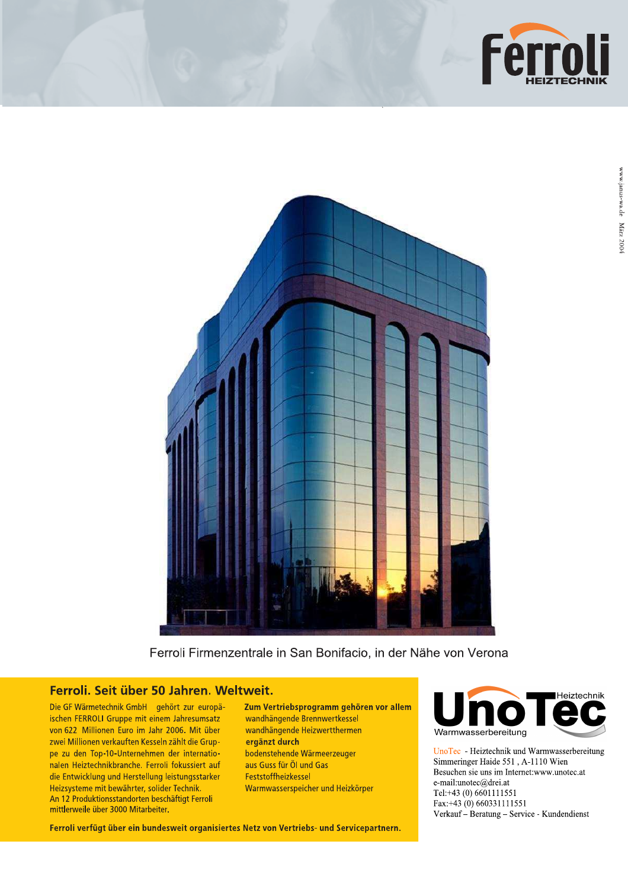Ferroli Firmenzentrale in San Bonifacio, in der Nähe von Verona

## Ferroli. Seit über 50 Jahren. Weltweit.

Die GF Wärmetechnik GmbH gehört zur europäischen FERROLI Gruppe mit einem Jahresumsatz von 622 Millionen Euro im Jahr 2006. Mit über zwei Millionen verkauften Kesseln zählt die Gruppe zu den Top-10-Unternehmen der internationalen Heiztechnikbranche. Ferroli fokussiert auf die Entwicklung und Herstellung leistungsstarker Heizsysteme mit bewährter, solider Technik. An 12 Produktionsstandorten beschäftigt Ferroli mittlerweile über 3000 Mitarbeiter.

**Zum Vertriebsprogramm gehören vor allem**
wandhängende Brennwertkessel
wandhängende Heizwertthermen
**ergänzt durch**
bodenstehende Wärmeerzeuger
aus Guss für Öl und Gas
Feststoffheizkessel
Warmwasserspeicher und Heizkörper

**Ferroli verfügt über ein bundesweit organisiertes Netz von Vertriebs- und Servicepartnern.**

UnoTec - Heiztechnik und Warmwasserbereitung
Simmeringer Haide 551 , A-1110 Wien
Besuchen sie uns im Internet:www.unotec.at
e-mail:unotec@drei.at
Tel:+43 (0) 6601111551
Fax:+43 (0) 660331111551
Verkauf – Beratung – Service - Kundendienst